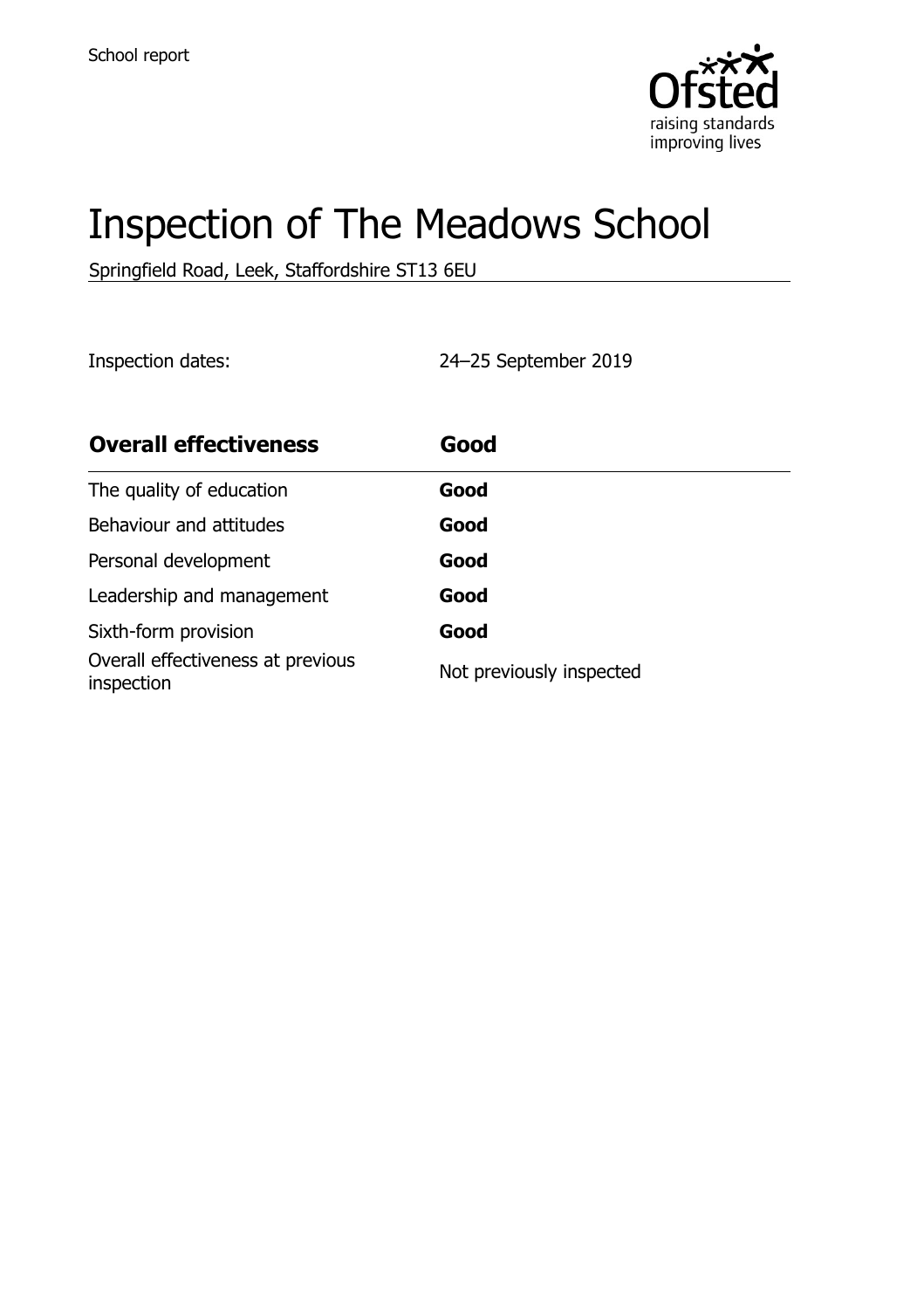School report

# Inspection of The Meadows School

Springfield Road, Leek, Staffordshire ST13 6EU

Inspection dates: 24–25 September 2019

| **Overall effectiveness** | **Good** |
| --- | --- |
| The quality of education | **Good** |
| Behaviour and attitudes | **Good** |
| Personal development | **Good** |
| Leadership and management | **Good** |
| Sixth-form provision | **Good** |
| Overall effectiveness at previous inspection | Not previously inspected |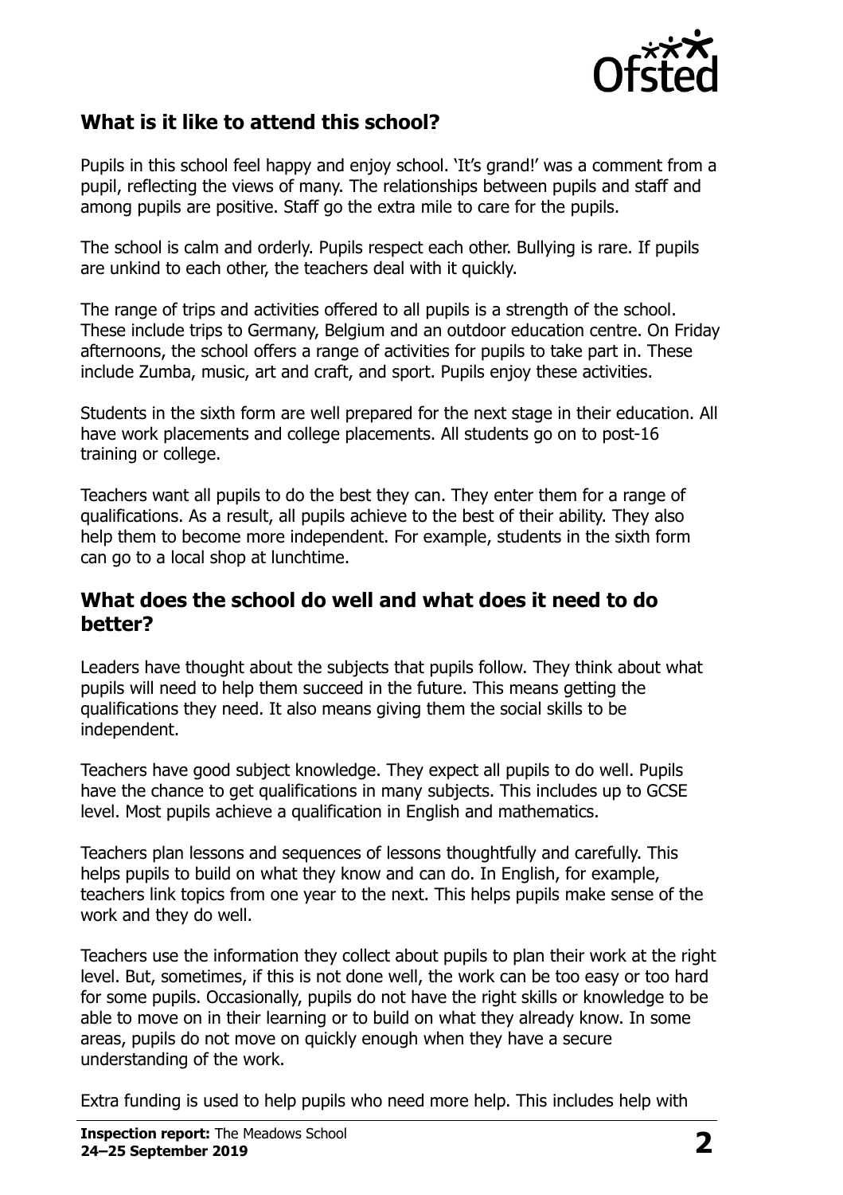## What is it like to attend this school?

Pupils in this school feel happy and enjoy school. 'It's grand!' was a comment from a pupil, reflecting the views of many. The relationships between pupils and staff and among pupils are positive. Staff go the extra mile to care for the pupils.

The school is calm and orderly. Pupils respect each other. Bullying is rare. If pupils are unkind to each other, the teachers deal with it quickly.

The range of trips and activities offered to all pupils is a strength of the school. These include trips to Germany, Belgium and an outdoor education centre. On Friday afternoons, the school offers a range of activities for pupils to take part in. These include Zumba, music, art and craft, and sport. Pupils enjoy these activities.

Students in the sixth form are well prepared for the next stage in their education. All have work placements and college placements. All students go on to post-16 training or college.

Teachers want all pupils to do the best they can. They enter them for a range of qualifications. As a result, all pupils achieve to the best of their ability. They also help them to become more independent. For example, students in the sixth form can go to a local shop at lunchtime.

## What does the school do well and what does it need to do better?

Leaders have thought about the subjects that pupils follow. They think about what pupils will need to help them succeed in the future. This means getting the qualifications they need. It also means giving them the social skills to be independent.

Teachers have good subject knowledge. They expect all pupils to do well. Pupils have the chance to get qualifications in many subjects. This includes up to GCSE level. Most pupils achieve a qualification in English and mathematics.

Teachers plan lessons and sequences of lessons thoughtfully and carefully. This helps pupils to build on what they know and can do. In English, for example, teachers link topics from one year to the next. This helps pupils make sense of the work and they do well.

Teachers use the information they collect about pupils to plan their work at the right level. But, sometimes, if this is not done well, the work can be too easy or too hard for some pupils. Occasionally, pupils do not have the right skills or knowledge to be able to move on in their learning or to build on what they already know. In some areas, pupils do not move on quickly enough when they have a secure understanding of the work.

Extra funding is used to help pupils who need more help. This includes help with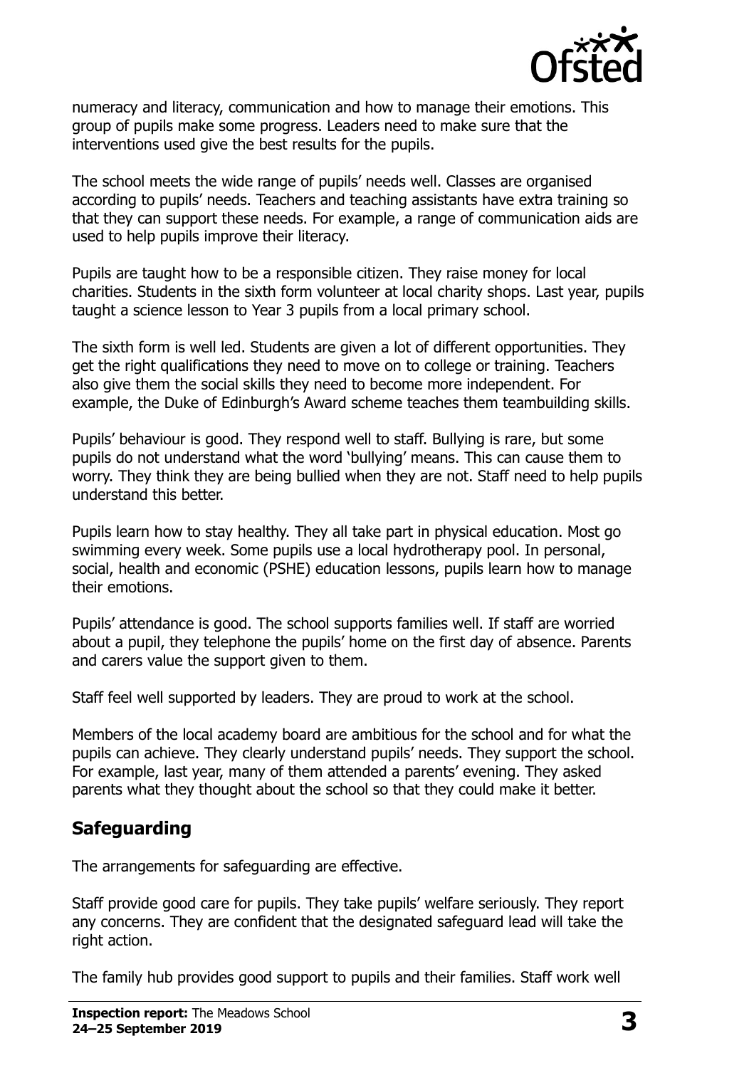numeracy and literacy, communication and how to manage their emotions. This group of pupils make some progress. Leaders need to make sure that the interventions used give the best results for the pupils.

The school meets the wide range of pupils' needs well. Classes are organised according to pupils' needs. Teachers and teaching assistants have extra training so that they can support these needs. For example, a range of communication aids are used to help pupils improve their literacy.

Pupils are taught how to be a responsible citizen. They raise money for local charities. Students in the sixth form volunteer at local charity shops. Last year, pupils taught a science lesson to Year 3 pupils from a local primary school.

The sixth form is well led. Students are given a lot of different opportunities. They get the right qualifications they need to move on to college or training. Teachers also give them the social skills they need to become more independent. For example, the Duke of Edinburgh's Award scheme teaches them teambuilding skills.

Pupils' behaviour is good. They respond well to staff. Bullying is rare, but some pupils do not understand what the word 'bullying' means. This can cause them to worry. They think they are being bullied when they are not. Staff need to help pupils understand this better.

Pupils learn how to stay healthy. They all take part in physical education. Most go swimming every week. Some pupils use a local hydrotherapy pool. In personal, social, health and economic (PSHE) education lessons, pupils learn how to manage their emotions.

Pupils' attendance is good. The school supports families well. If staff are worried about a pupil, they telephone the pupils' home on the first day of absence. Parents and carers value the support given to them.

Staff feel well supported by leaders. They are proud to work at the school.

Members of the local academy board are ambitious for the school and for what the pupils can achieve. They clearly understand pupils' needs. They support the school. For example, last year, many of them attended a parents' evening. They asked parents what they thought about the school so that they could make it better.

## Safeguarding

The arrangements for safeguarding are effective.

Staff provide good care for pupils. They take pupils' welfare seriously. They report any concerns. They are confident that the designated safeguard lead will take the right action.

The family hub provides good support to pupils and their families. Staff work well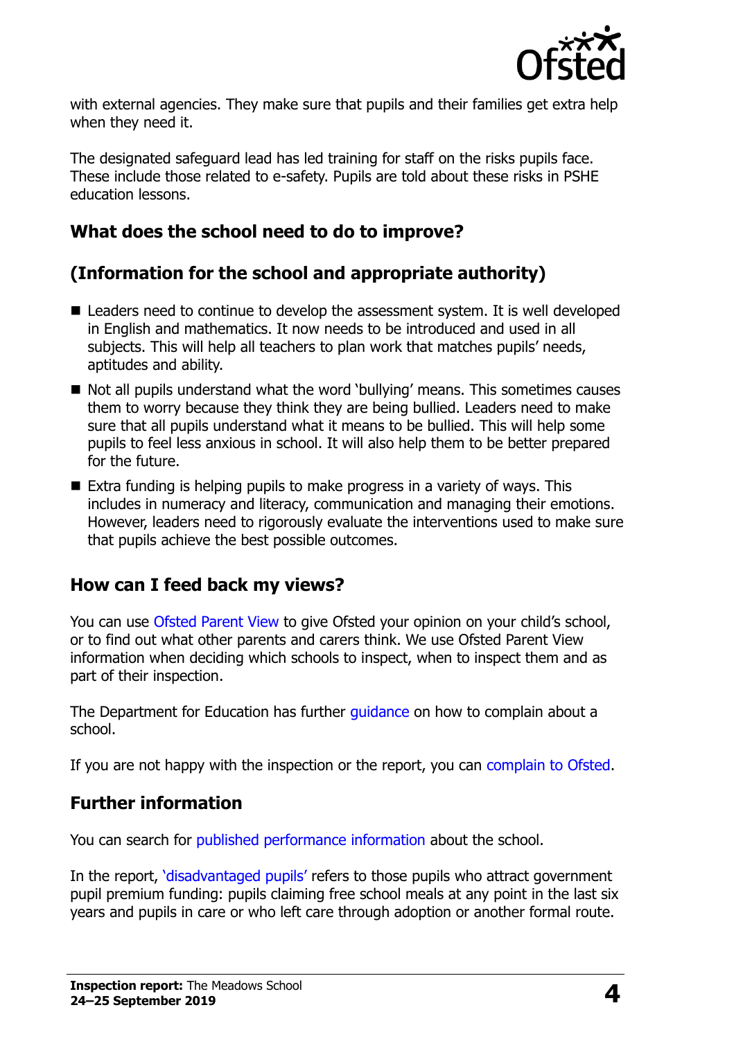with external agencies. They make sure that pupils and their families get extra help when they need it.

The designated safeguard lead has led training for staff on the risks pupils face. These include those related to e-safety. Pupils are told about these risks in PSHE education lessons.

## What does the school need to do to improve?

## (Information for the school and appropriate authority)

- Leaders need to continue to develop the assessment system. It is well developed in English and mathematics. It now needs to be introduced and used in all subjects. This will help all teachers to plan work that matches pupils' needs, aptitudes and ability.
- Not all pupils understand what the word 'bullying' means. This sometimes causes them to worry because they think they are being bullied. Leaders need to make sure that all pupils understand what it means to be bullied. This will help some pupils to feel less anxious in school. It will also help them to be better prepared for the future.
- Extra funding is helping pupils to make progress in a variety of ways. This includes in numeracy and literacy, communication and managing their emotions. However, leaders need to rigorously evaluate the interventions used to make sure that pupils achieve the best possible outcomes.

## How can I feed back my views?

You can use Ofsted Parent View to give Ofsted your opinion on your child's school, or to find out what other parents and carers think. We use Ofsted Parent View information when deciding which schools to inspect, when to inspect them and as part of their inspection.

The Department for Education has further guidance on how to complain about a school.

If you are not happy with the inspection or the report, you can complain to Ofsted.

## Further information

You can search for published performance information about the school.

In the report, 'disadvantaged pupils' refers to those pupils who attract government pupil premium funding: pupils claiming free school meals at any point in the last six years and pupils in care or who left care through adoption or another formal route.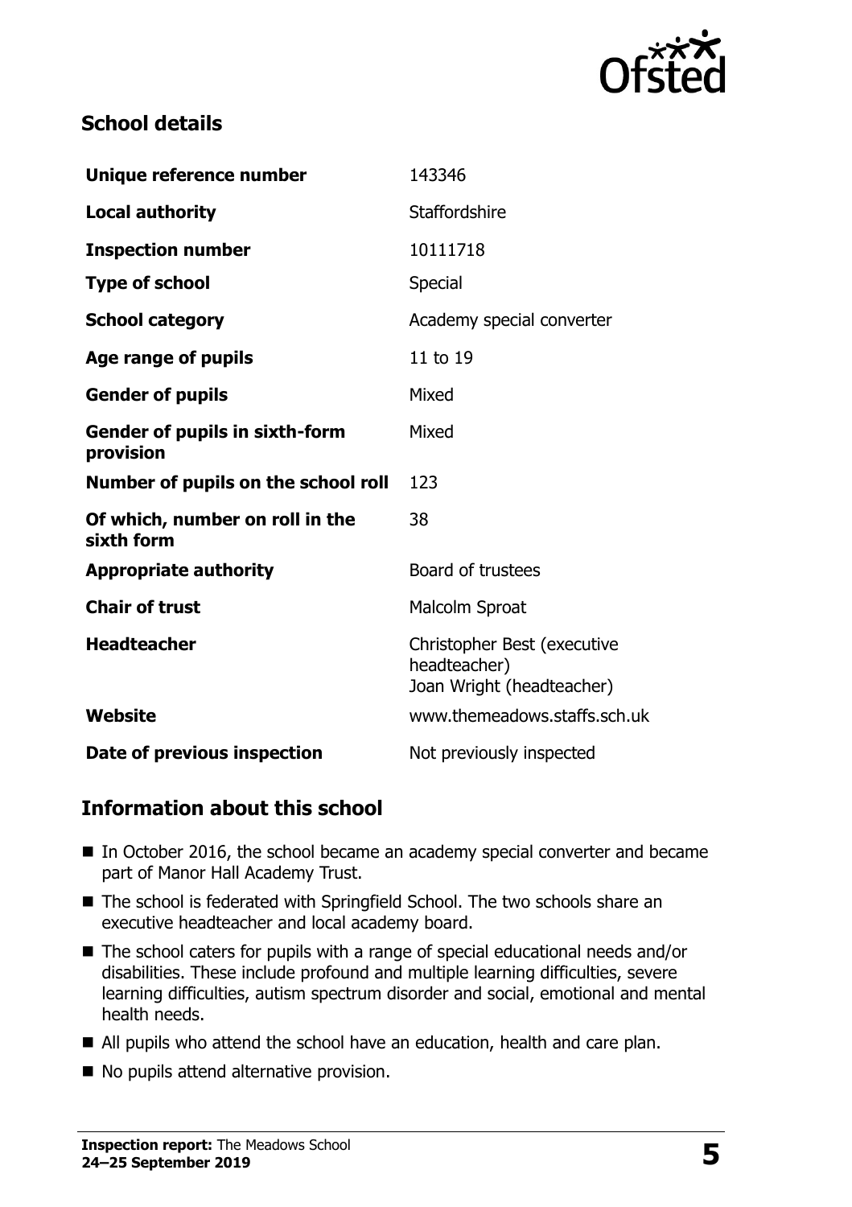## School details

| | |
|---|---|
| **Unique reference number** | 143346 |
| **Local authority** | Staffordshire |
| **Inspection number** | 10111718 |
| **Type of school** | Special |
| **School category** | Academy special converter |
| **Age range of pupils** | 11 to 19 |
| **Gender of pupils** | Mixed |
| **Gender of pupils in sixth-form provision** | Mixed |
| **Number of pupils on the school roll** | 123 |
| **Of which, number on roll in the sixth form** | 38 |
| **Appropriate authority** | Board of trustees |
| **Chair of trust** | Malcolm Sproat |
| **Headteacher** | Christopher Best (executive headteacher) Joan Wright (headteacher) |
| **Website** | www.themeadows.staffs.sch.uk |
| **Date of previous inspection** | Not previously inspected |

## Information about this school

- In October 2016, the school became an academy special converter and became part of Manor Hall Academy Trust.
- The school is federated with Springfield School. The two schools share an executive headteacher and local academy board.
- The school caters for pupils with a range of special educational needs and/or disabilities. These include profound and multiple learning difficulties, severe learning difficulties, autism spectrum disorder and social, emotional and mental health needs.
- All pupils who attend the school have an education, health and care plan.
- No pupils attend alternative provision.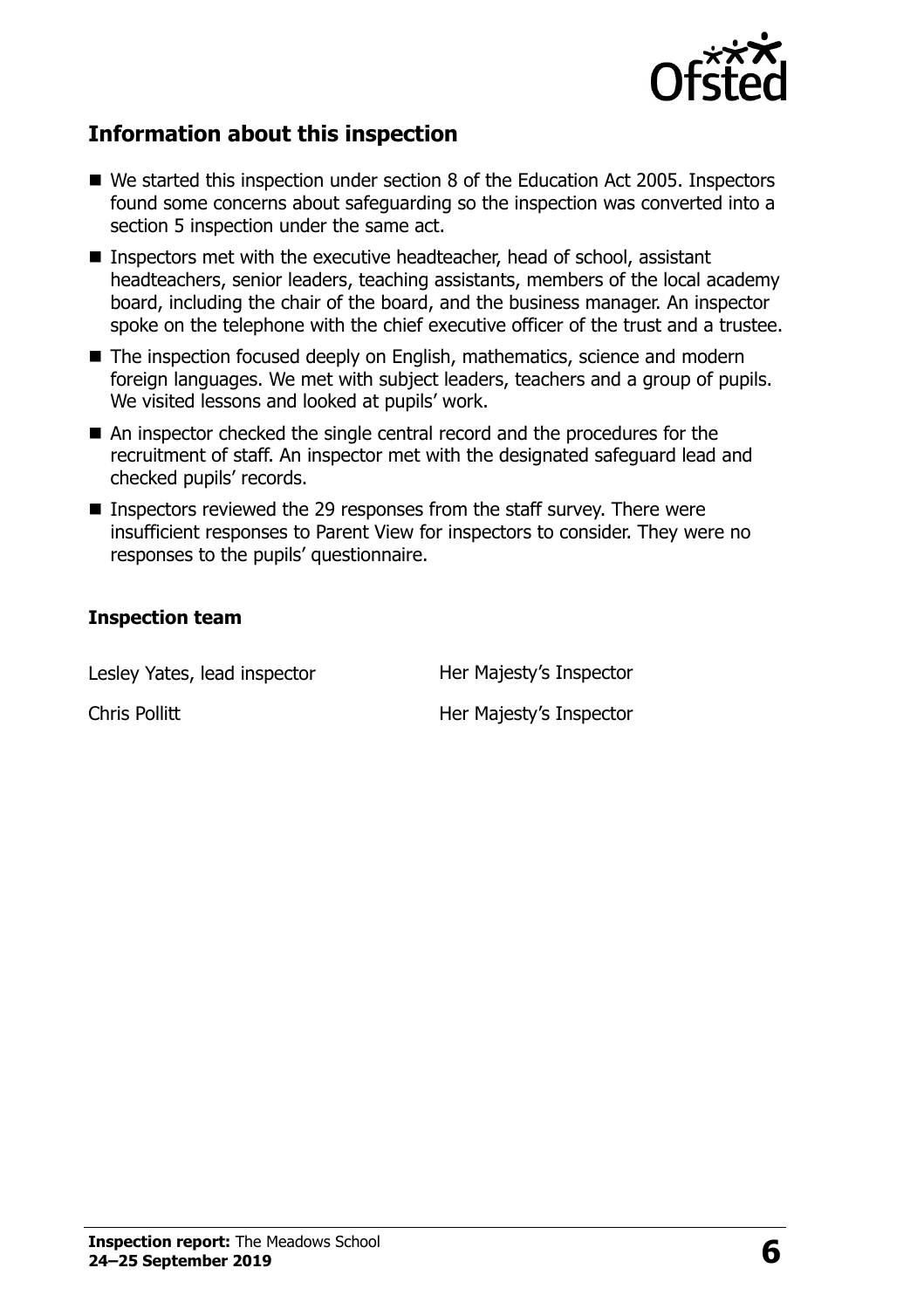## Information about this inspection

- We started this inspection under section 8 of the Education Act 2005. Inspectors found some concerns about safeguarding so the inspection was converted into a section 5 inspection under the same act.
- Inspectors met with the executive headteacher, head of school, assistant headteachers, senior leaders, teaching assistants, members of the local academy board, including the chair of the board, and the business manager. An inspector spoke on the telephone with the chief executive officer of the trust and a trustee.
- The inspection focused deeply on English, mathematics, science and modern foreign languages. We met with subject leaders, teachers and a group of pupils. We visited lessons and looked at pupils' work.
- An inspector checked the single central record and the procedures for the recruitment of staff. An inspector met with the designated safeguard lead and checked pupils' records.
- Inspectors reviewed the 29 responses from the staff survey. There were insufficient responses to Parent View for inspectors to consider. They were no responses to the pupils' questionnaire.

### Inspection team

| | |
|---|---|
| Lesley Yates, lead inspector | Her Majesty's Inspector |
| Chris Pollitt | Her Majesty's Inspector |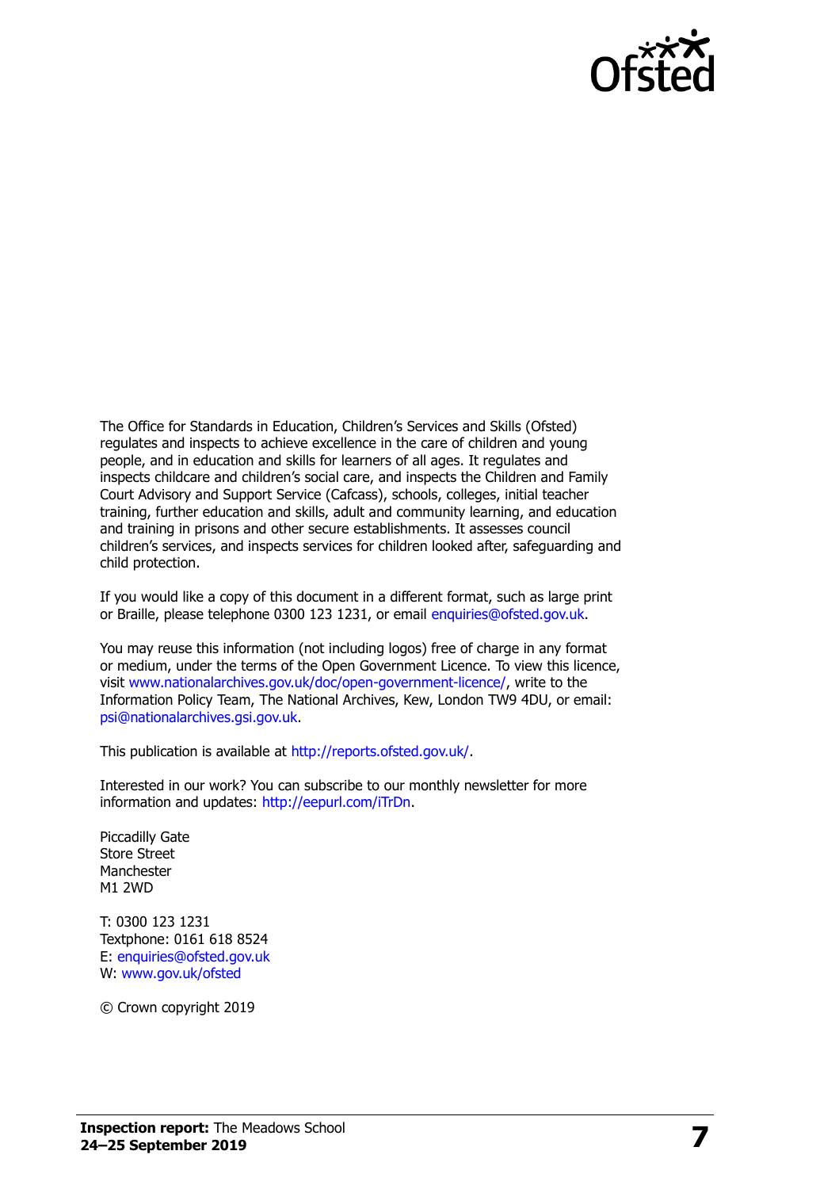The Office for Standards in Education, Children's Services and Skills (Ofsted) regulates and inspects to achieve excellence in the care of children and young people, and in education and skills for learners of all ages. It regulates and inspects childcare and children's social care, and inspects the Children and Family Court Advisory and Support Service (Cafcass), schools, colleges, initial teacher training, further education and skills, adult and community learning, and education and training in prisons and other secure establishments. It assesses council children's services, and inspects services for children looked after, safeguarding and child protection.

If you would like a copy of this document in a different format, such as large print or Braille, please telephone 0300 123 1231, or email enquiries@ofsted.gov.uk.

You may reuse this information (not including logos) free of charge in any format or medium, under the terms of the Open Government Licence. To view this licence, visit www.nationalarchives.gov.uk/doc/open-government-licence/, write to the Information Policy Team, The National Archives, Kew, London TW9 4DU, or email: psi@nationalarchives.gsi.gov.uk.

This publication is available at http://reports.ofsted.gov.uk/.

Interested in our work? You can subscribe to our monthly newsletter for more information and updates: http://eepurl.com/iTrDn.

Piccadilly Gate
Store Street
Manchester
M1 2WD

T: 0300 123 1231
Textphone: 0161 618 8524
E: enquiries@ofsted.gov.uk
W: www.gov.uk/ofsted

© Crown copyright 2019